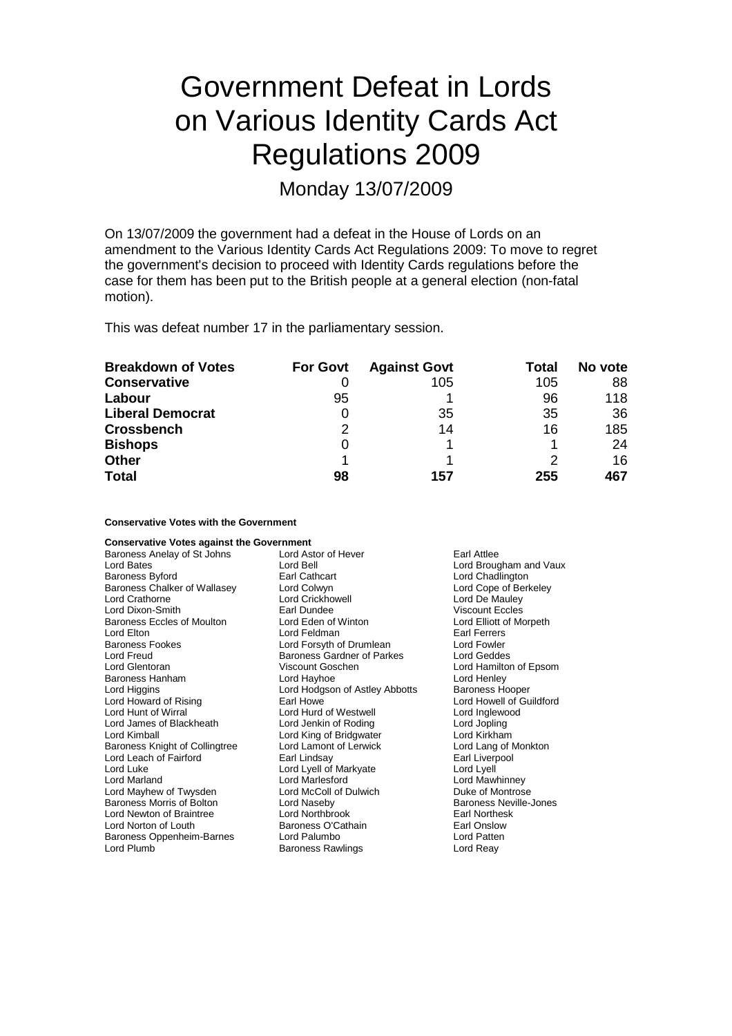# Government Defeat in Lords on Various Identity Cards Act Regulations 2009

Monday 13/07/2009

On 13/07/2009 the government had a defeat in the House of Lords on an amendment to the Various Identity Cards Act Regulations 2009: To move to regret the government's decision to proceed with Identity Cards regulations before the case for them has been put to the British people at a general election (non-fatal motion).

This was defeat number 17 in the parliamentary session.

| Breakdown of Votes | For Govt | Against Govt | Total | No vote |
|---|---|---|---|---|
| **Conservative** | 0 | 105 | 105 | 88 |
| **Labour** | 95 | 1 | 96 | 118 |
| **Liberal Democrat** | 0 | 35 | 35 | 36 |
| **Crossbench** | 2 | 14 | 16 | 185 |
| **Bishops** | 0 | 1 | 1 | 24 |
| **Other** | 1 | 1 | 2 | 16 |
| **Total** | **98** | **157** | **255** | **467** |

**Conservative Votes with the Government**

**Conservative Votes against the Government**

Baroness Anelay of St Johns
Lord Astor of Hever
Earl Attlee
Lord Bates
Lord Bell
Lord Brougham and Vaux
Baroness Byford
Earl Cathcart
Lord Chadlington
Baroness Chalker of Wallasey
Lord Colwyn
Lord Cope of Berkeley
Lord Crathorne
Lord Crickhowell
Lord De Mauley
Lord Dixon-Smith
Earl Dundee
Viscount Eccles
Baroness Eccles of Moulton
Lord Eden of Winton
Lord Elliott of Morpeth
Lord Elton
Lord Feldman
Earl Ferrers
Baroness Fookes
Lord Forsyth of Drumlean
Lord Fowler
Lord Freud
Baroness Gardner of Parkes
Lord Geddes
Lord Glentoran
Viscount Goschen
Lord Hamilton of Epsom
Baroness Hanham
Lord Hayhoe
Lord Henley
Lord Higgins
Lord Hodgson of Astley Abbotts
Baroness Hooper
Lord Howard of Rising
Earl Howe
Lord Howell of Guildford
Lord Hunt of Wirral
Lord Hurd of Westwell
Lord Inglewood
Lord James of Blackheath
Lord Jenkin of Roding
Lord Jopling
Lord Kimball
Lord King of Bridgwater
Lord Kirkham
Baroness Knight of Collingtree
Lord Lamont of Lerwick
Lord Lang of Monkton
Lord Leach of Fairford
Earl Lindsay
Earl Liverpool
Lord Luke
Lord Lyell of Markyate
Lord Lyell
Lord Marland
Lord Marlesford
Lord Mawhinney
Lord Mayhew of Twysden
Lord McColl of Dulwich
Duke of Montrose
Baroness Morris of Bolton
Lord Naseby
Baroness Neville-Jones
Lord Newton of Braintree
Lord Northbrook
Earl Northesk
Lord Norton of Louth
Baroness O'Cathain
Earl Onslow
Baroness Oppenheim-Barnes
Lord Palumbo
Lord Patten
Lord Plumb
Baroness Rawlings
Lord Reay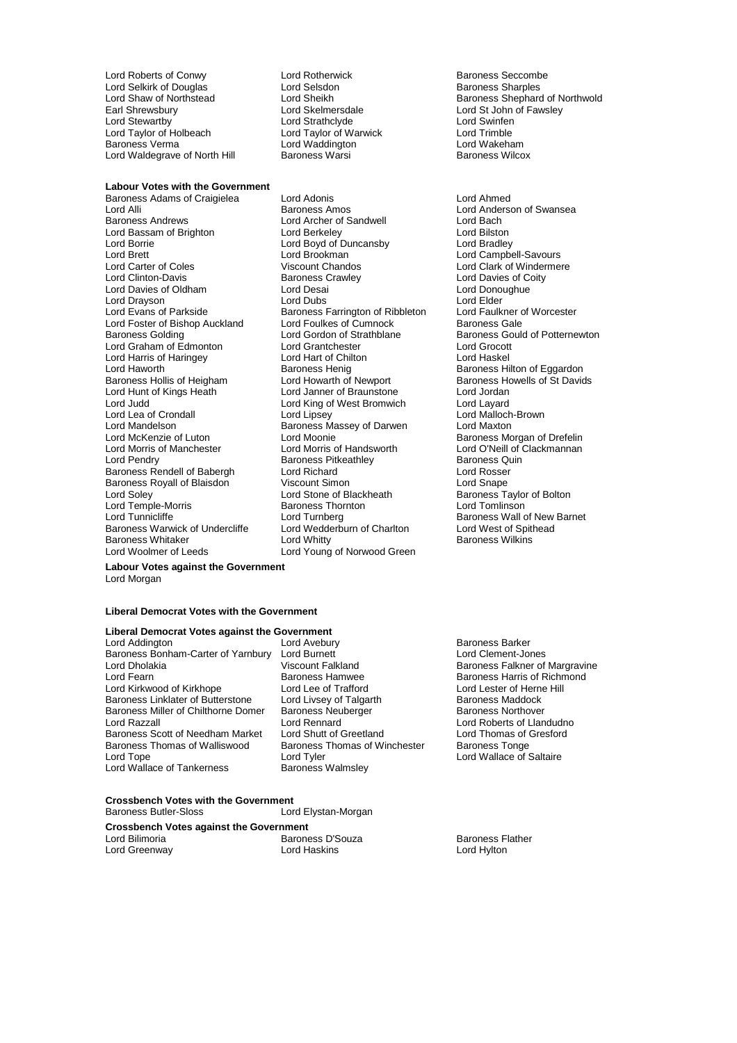Lord Roberts of Conwy
Lord Rotherwick
Baroness Seccombe
Lord Selkirk of Douglas
Lord Selsdon
Baroness Sharples
Lord Shaw of Northstead
Lord Sheikh
Baroness Shephard of Northwold
Earl Shrewsbury
Lord Skelmersdale
Lord St John of Fawsley
Lord Stewartby
Lord Strathclyde
Lord Swinfen
Lord Taylor of Holbeach
Lord Taylor of Warwick
Lord Trimble
Baroness Verma
Lord Waddington
Lord Wakeham
Lord Waldegrave of North Hill
Baroness Warsi
Baroness Wilcox

**Labour Votes with the Government**

Baroness Adams of Craigielea
Lord Adonis
Lord Ahmed
Lord Alli
Baroness Amos
Lord Anderson of Swansea
Baroness Andrews
Lord Archer of Sandwell
Lord Bach
Lord Bassam of Brighton
Lord Berkeley
Lord Bilston
Lord Borrie
Lord Boyd of Duncansby
Lord Bradley
Lord Brett
Lord Brookman
Lord Campbell-Savours
Lord Carter of Coles
Viscount Chandos
Lord Clark of Windermere
Lord Clinton-Davis
Baroness Crawley
Lord Davies of Coity
Lord Davies of Oldham
Lord Desai
Lord Donoughue
Lord Drayson
Lord Dubs
Lord Elder
Lord Evans of Parkside
Baroness Farrington of Ribbleton
Lord Faulkner of Worcester
Lord Foster of Bishop Auckland
Lord Foulkes of Cumnock
Baroness Gale
Baroness Golding
Lord Gordon of Strathblane
Baroness Gould of Potternewton
Lord Graham of Edmonton
Lord Grantchester
Lord Grocott
Lord Harris of Haringey
Lord Hart of Chilton
Lord Haskel
Lord Haworth
Baroness Henig
Baroness Hilton of Eggardon
Baroness Hollis of Heigham
Lord Howarth of Newport
Baroness Howells of St Davids
Lord Hunt of Kings Heath
Lord Janner of Braunstone
Lord Jordan
Lord Judd
Lord King of West Bromwich
Lord Layard
Lord Lea of Crondall
Lord Lipsey
Lord Malloch-Brown
Lord Mandelson
Baroness Massey of Darwen
Lord Maxton
Lord McKenzie of Luton
Lord Moonie
Baroness Morgan of Drefelin
Lord Morris of Manchester
Lord Morris of Handsworth
Lord O'Neill of Clackmannan
Lord Pendry
Baroness Pitkeathley
Baroness Quin
Baroness Rendell of Babergh
Lord Richard
Lord Rosser
Baroness Royall of Blaisdon
Viscount Simon
Lord Snape
Lord Soley
Lord Stone of Blackheath
Baroness Taylor of Bolton
Lord Temple-Morris
Baroness Thornton
Lord Tomlinson
Lord Tunnicliffe
Lord Turnberg
Baroness Wall of New Barnet
Baroness Warwick of Undercliffe
Lord Wedderburn of Charlton
Lord West of Spithead
Baroness Whitaker
Lord Whitty
Baroness Wilkins
Lord Woolmer of Leeds
Lord Young of Norwood Green

**Labour Votes against the Government**

Lord Morgan

**Liberal Democrat Votes with the Government**

**Liberal Democrat Votes against the Government**

Lord Addington
Lord Avebury
Baroness Barker
Baroness Bonham-Carter of Yarnbury
Lord Burnett
Lord Clement-Jones
Lord Dholakia
Viscount Falkland
Baroness Falkner of Margravine
Lord Fearn
Baroness Hamwee
Baroness Harris of Richmond
Lord Kirkwood of Kirkhope
Lord Lee of Trafford
Lord Lester of Herne Hill
Baroness Linklater of Butterstone
Lord Livsey of Talgarth
Baroness Maddock
Baroness Miller of Chilthorne Domer
Baroness Neuberger
Baroness Northover
Lord Razzall
Lord Rennard
Lord Roberts of Llandudno
Baroness Scott of Needham Market
Lord Shutt of Greetland
Lord Thomas of Gresford
Baroness Thomas of Walliswood
Baroness Thomas of Winchester
Baroness Tonge
Lord Tope
Lord Tyler
Lord Wallace of Saltaire
Lord Wallace of Tankerness
Baroness Walmsley

**Crossbench Votes with the Government**

Baroness Butler-Sloss
Lord Elystan-Morgan

**Crossbench Votes against the Government**

Lord Bilimoria
Baroness D'Souza
Baroness Flather
Lord Greenway
Lord Haskins
Lord Hylton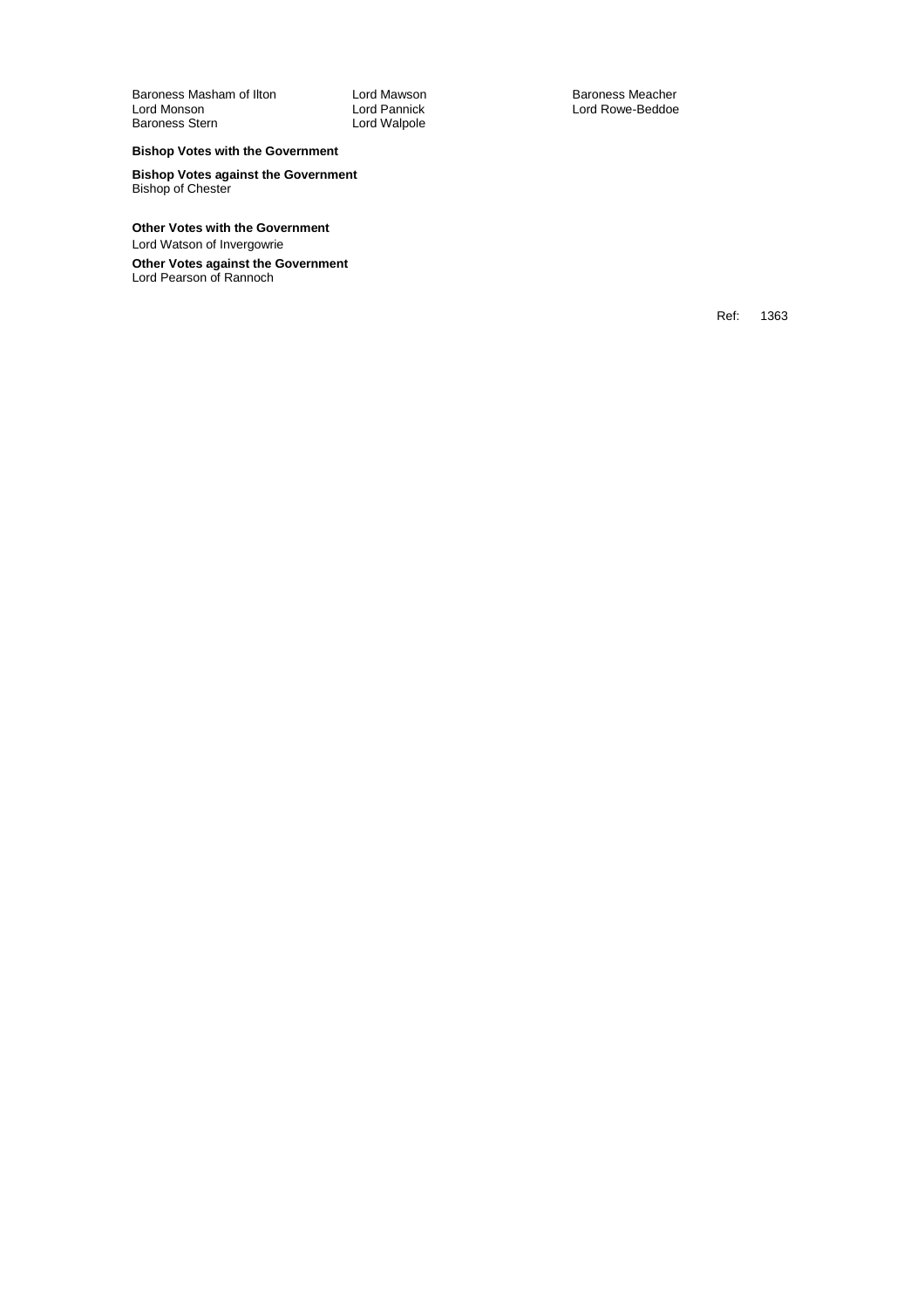| | | |
|---|---|---|
| Baroness Masham of Ilton | Lord Mawson | Baroness Meacher |
| Lord Monson | Lord Pannick | Lord Rowe-Beddoe |
| Baroness Stern | Lord Walpole | |

**Bishop Votes with the Government**

**Bishop Votes against the Government**

Bishop of Chester

**Other Votes with the Government**

Lord Watson of Invergowrie

**Other Votes against the Government**

Lord Pearson of Rannoch

Ref: 1363